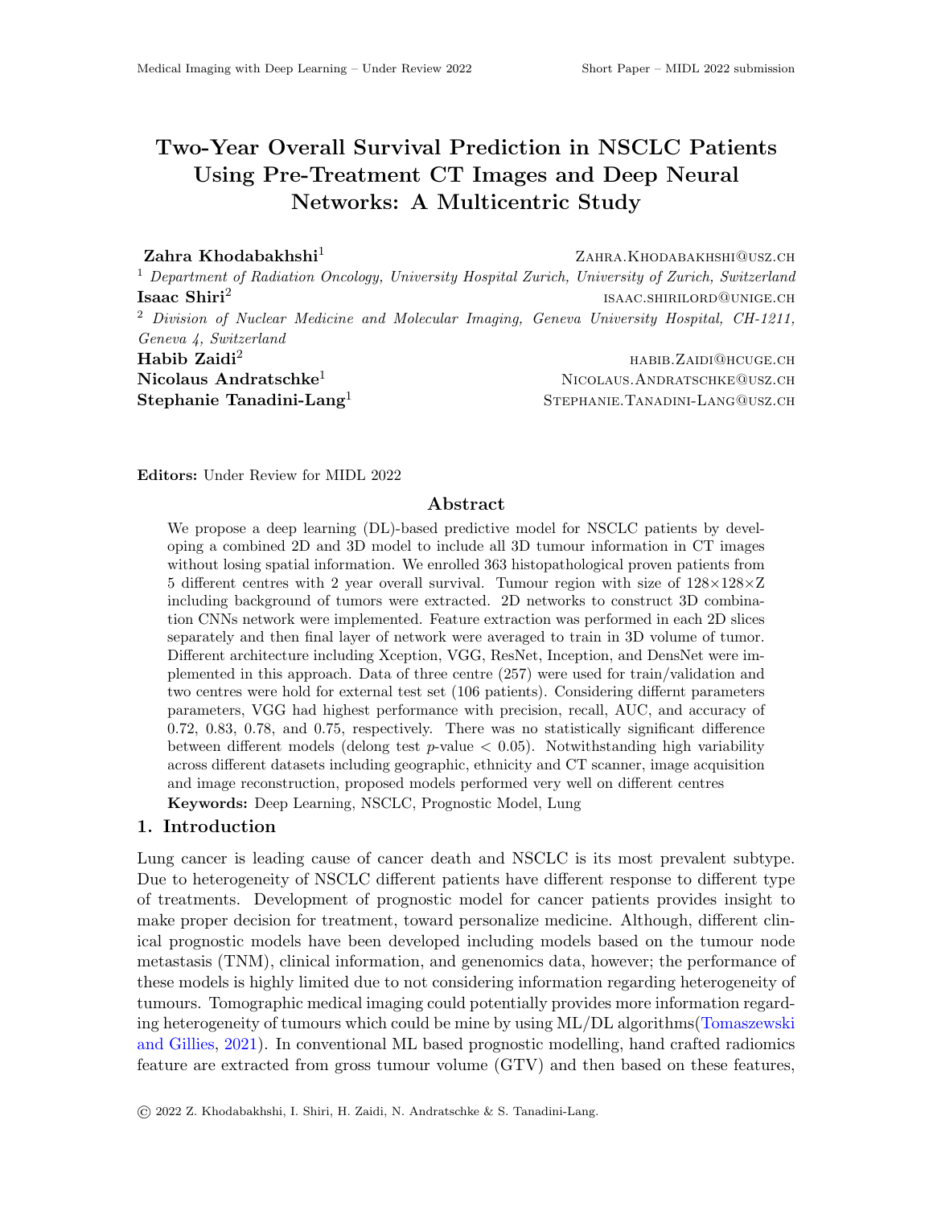# Two-Year Overall Survival Prediction in NSCLC Patients Using Pre-Treatment CT Images and Deep Neural Networks: A Multicentric Study

**Zahra Khodabakhshi**[1] ZAHRA.KHODABAKHSHI@USZ.CH

[1] *Department of Radiation Oncology, University Hospital Zurich, University of Zurich, Switzerland*

**Isaac Shiri**[2] ISAAC.SHIRILORD@UNIGE.CH

[2] *Division of Nuclear Medicine and Molecular Imaging, Geneva University Hospital, CH-1211, Geneva 4, Switzerland*

**Habib Zaidi**[2] HABIB.ZAIDI@HCUGE.CH

**Nicolaus Andratschke**[1] NICOLAUS.ANDRATSCHKE@USZ.CH

**Stephanie Tanadini-Lang**[1] STEPHANIE.TANADINI-LANG@USZ.CH

**Editors:** Under Review for MIDL 2022

## Abstract

We propose a deep learning (DL)-based predictive model for NSCLC patients by developing a combined 2D and 3D model to include all 3D tumour information in CT images without losing spatial information. We enrolled 363 histopathological proven patients from 5 different centres with 2 year overall survival. Tumour region with size of 128×128×Z including background of tumors were extracted. 2D networks to construct 3D combination CNNs network were implemented. Feature extraction was performed in each 2D slices separately and then final layer of network were averaged to train in 3D volume of tumor. Different architecture including Xception, VGG, ResNet, Inception, and DensNet were implemented in this approach. Data of three centre (257) were used for train/validation and two centres were hold for external test set (106 patients). Considering differnt parameters parameters, VGG had highest performance with precision, recall, AUC, and accuracy of 0.72, 0.83, 0.78, and 0.75, respectively. There was no statistically significant difference between different models (delong test $p$-value $< 0.05$). Notwithstanding high variability across different datasets including geographic, ethnicity and CT scanner, image acquisition and image reconstruction, proposed models performed very well on different centres

**Keywords:** Deep Learning, NSCLC, Prognostic Model, Lung

## 1. Introduction

Lung cancer is leading cause of cancer death and NSCLC is its most prevalent subtype. Due to heterogeneity of NSCLC different patients have different response to different type of treatments. Development of prognostic model for cancer patients provides insight to make proper decision for treatment, toward personalize medicine. Although, different clinical prognostic models have been developed including models based on the tumour node metastasis (TNM), clinical information, and genenomics data, however; the performance of these models is highly limited due to not considering information regarding heterogeneity of tumours. Tomographic medical imaging could potentially provides more information regarding heterogeneity of tumours which could be mine by using ML/DL algorithms(Tomaszewski and Gillies, 2021). In conventional ML based prognostic modelling, hand crafted radiomics feature are extracted from gross tumour volume (GTV) and then based on these features,

© 2022 Z. Khodabakhshi, I. Shiri, H. Zaidi, N. Andratschke & S. Tanadini-Lang.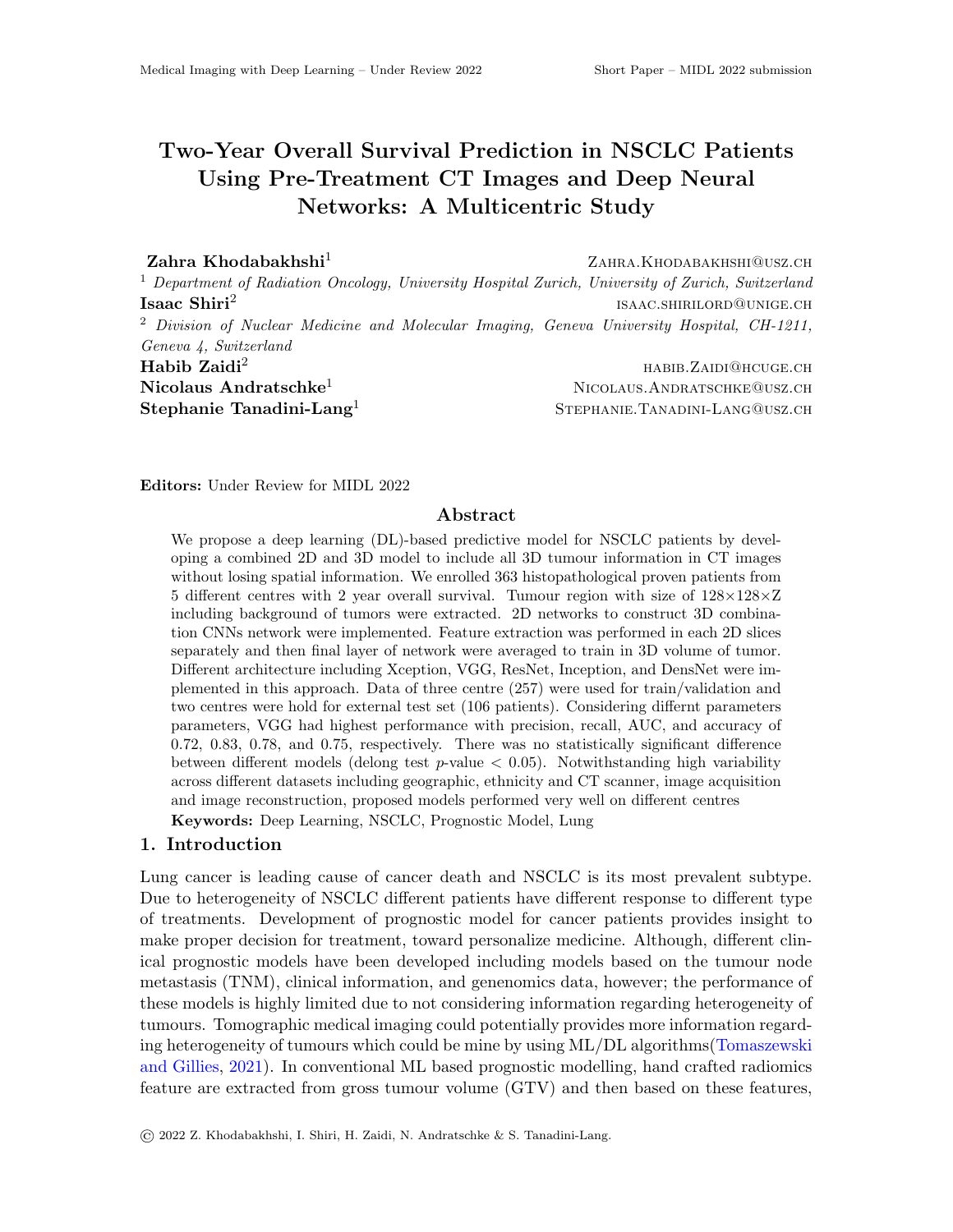# Two-Year Overall Survival Prediction in NSCLC Patients Using Pre-Treatment CT Images and Deep Neural Networks: A Multicentric Study

**Zahra Khodabakhshi**[1] Zahra.Khodabakhshi@usz.ch

[1] *Department of Radiation Oncology, University Hospital Zurich, University of Zurich, Switzerland*

**Isaac Shiri**[2] isaac.shirilord@unige.ch

[2] *Division of Nuclear Medicine and Molecular Imaging, Geneva University Hospital, CH-1211, Geneva 4, Switzerland*

**Habib Zaidi**[2] habib.Zaidi@hcuge.ch

**Nicolaus Andratschke**[1] Nicolaus.Andratschke@usz.ch

**Stephanie Tanadini-Lang**[1] Stephanie.Tanadini-Lang@usz.ch

**Editors:** Under Review for MIDL 2022

## Abstract

We propose a deep learning (DL)-based predictive model for NSCLC patients by developing a combined 2D and 3D model to include all 3D tumour information in CT images without losing spatial information. We enrolled 363 histopathological proven patients from 5 different centres with 2 year overall survival. Tumour region with size of 128×128×Z including background of tumors were extracted. 2D networks to construct 3D combination CNNs network were implemented. Feature extraction was performed in each 2D slices separately and then final layer of network were averaged to train in 3D volume of tumor. Different architecture including Xception, VGG, ResNet, Inception, and DensNet were implemented in this approach. Data of three centre (257) were used for train/validation and two centres were hold for external test set (106 patients). Considering differnt parameters parameters, VGG had highest performance with precision, recall, AUC, and accuracy of 0.72, 0.83, 0.78, and 0.75, respectively. There was no statistically significant difference between different models (delong test $p$-value $< 0.05$). Notwithstanding high variability across different datasets including geographic, ethnicity and CT scanner, image acquisition and image reconstruction, proposed models performed very well on different centres

**Keywords:** Deep Learning, NSCLC, Prognostic Model, Lung

## 1. Introduction

Lung cancer is leading cause of cancer death and NSCLC is its most prevalent subtype. Due to heterogeneity of NSCLC different patients have different response to different type of treatments. Development of prognostic model for cancer patients provides insight to make proper decision for treatment, toward personalize medicine. Although, different clinical prognostic models have been developed including models based on the tumour node metastasis (TNM), clinical information, and genenomics data, however; the performance of these models is highly limited due to not considering information regarding heterogeneity of tumours. Tomographic medical imaging could potentially provides more information regarding heterogeneity of tumours which could be mine by using ML/DL algorithms(Tomaszewski and Gillies, 2021). In conventional ML based prognostic modelling, hand crafted radiomics feature are extracted from gross tumour volume (GTV) and then based on these features,

© 2022 Z. Khodabakhshi, I. Shiri, H. Zaidi, N. Andratschke & S. Tanadini-Lang.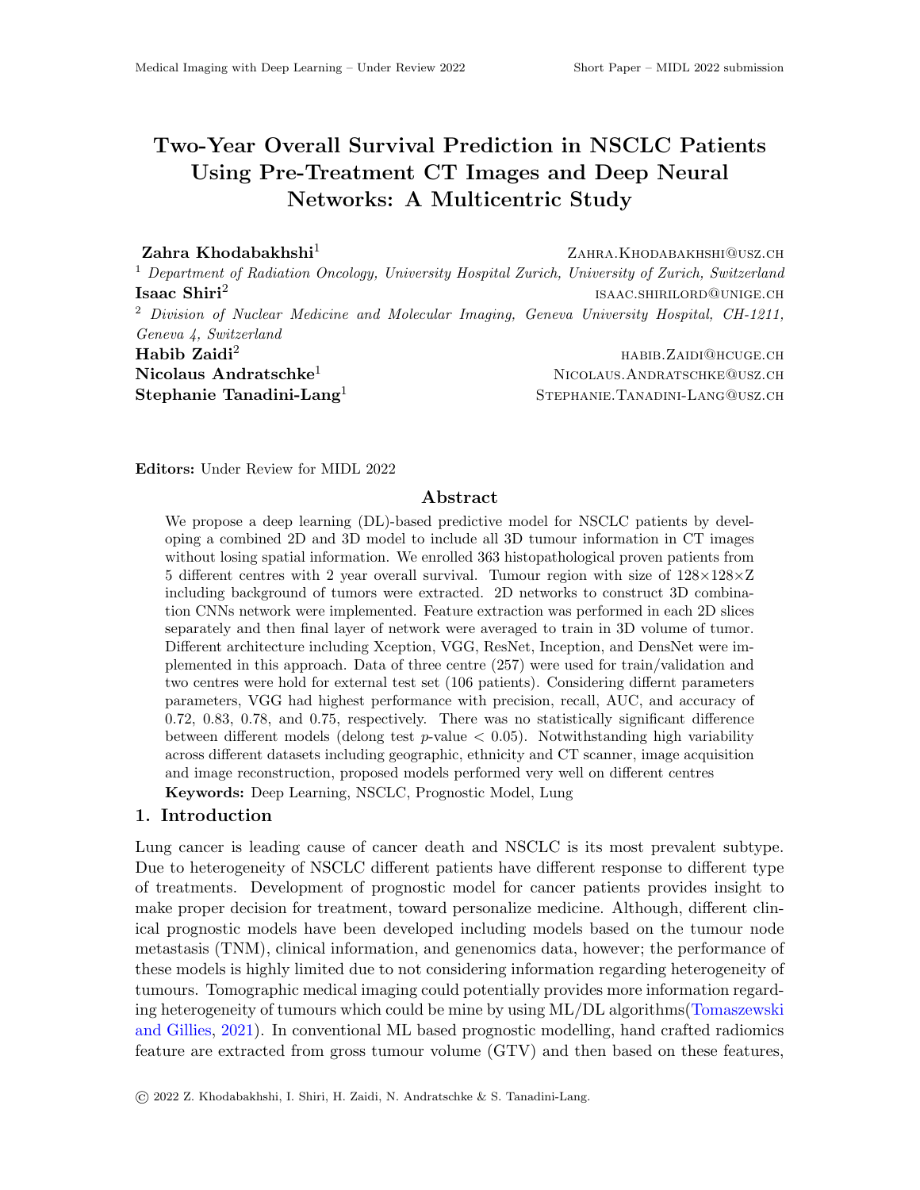# Two-Year Overall Survival Prediction in NSCLC Patients Using Pre-Treatment CT Images and Deep Neural Networks: A Multicentric Study

**Zahra Khodabakhshi**[1] Zahra.Khodabakhshi@usz.ch

[1] *Department of Radiation Oncology, University Hospital Zurich, University of Zurich, Switzerland*

**Isaac Shiri**[2] isaac.shirilord@unige.ch

[2] *Division of Nuclear Medicine and Molecular Imaging, Geneva University Hospital, CH-1211, Geneva 4, Switzerland*

**Habib Zaidi**[2] habib.Zaidi@hcuge.ch

**Nicolaus Andratschke**[1] Nicolaus.Andratschke@usz.ch

**Stephanie Tanadini-Lang**[1] Stephanie.Tanadini-Lang@usz.ch

**Editors:** Under Review for MIDL 2022

## Abstract

We propose a deep learning (DL)-based predictive model for NSCLC patients by developing a combined 2D and 3D model to include all 3D tumour information in CT images without losing spatial information. We enrolled 363 histopathological proven patients from 5 different centres with 2 year overall survival. Tumour region with size of 128×128×Z including background of tumors were extracted. 2D networks to construct 3D combination CNNs network were implemented. Feature extraction was performed in each 2D slices separately and then final layer of network were averaged to train in 3D volume of tumor. Different architecture including Xception, VGG, ResNet, Inception, and DensNet were implemented in this approach. Data of three centre (257) were used for train/validation and two centres were hold for external test set (106 patients). Considering differnt parameters parameters, VGG had highest performance with precision, recall, AUC, and accuracy of 0.72, 0.83, 0.78, and 0.75, respectively. There was no statistically significant difference between different models (delong test $p$-value $< 0.05$). Notwithstanding high variability across different datasets including geographic, ethnicity and CT scanner, image acquisition and image reconstruction, proposed models performed very well on different centres

**Keywords:** Deep Learning, NSCLC, Prognostic Model, Lung

## 1. Introduction

Lung cancer is leading cause of cancer death and NSCLC is its most prevalent subtype. Due to heterogeneity of NSCLC different patients have different response to different type of treatments. Development of prognostic model for cancer patients provides insight to make proper decision for treatment, toward personalize medicine. Although, different clinical prognostic models have been developed including models based on the tumour node metastasis (TNM), clinical information, and genenomics data, however; the performance of these models is highly limited due to not considering information regarding heterogeneity of tumours. Tomographic medical imaging could potentially provides more information regarding heterogeneity of tumours which could be mine by using ML/DL algorithms(Tomaszewski and Gillies, 2021). In conventional ML based prognostic modelling, hand crafted radiomics feature are extracted from gross tumour volume (GTV) and then based on these features,

© 2022 Z. Khodabakhshi, I. Shiri, H. Zaidi, N. Andratschke & S. Tanadini-Lang.